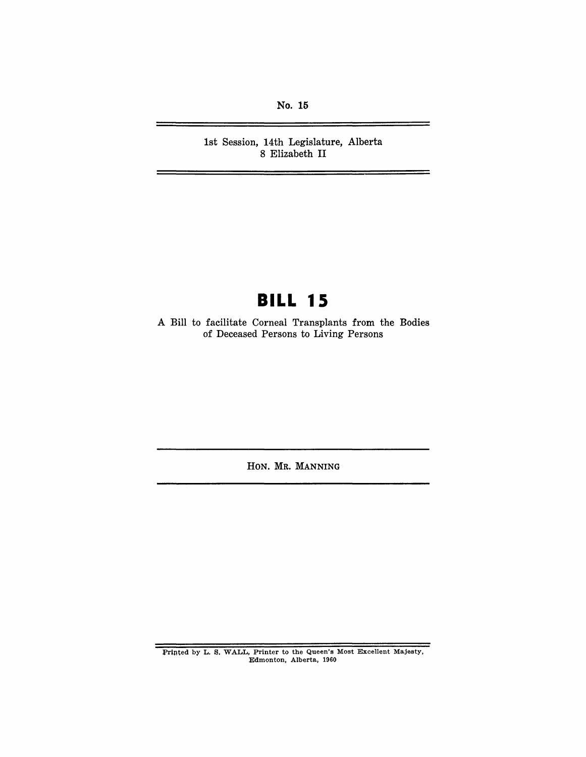No. 15

1st Session, 14th Legislature, Alberta
8 Elizabeth II

# BILL 15

A Bill to facilitate Corneal Transplants from the Bodies of Deceased Persons to Living Persons

HON. MR. MANNING

Printed by L. S. WALL, Printer to the Queen's Most Excellent Majesty, Edmonton, Alberta, 1960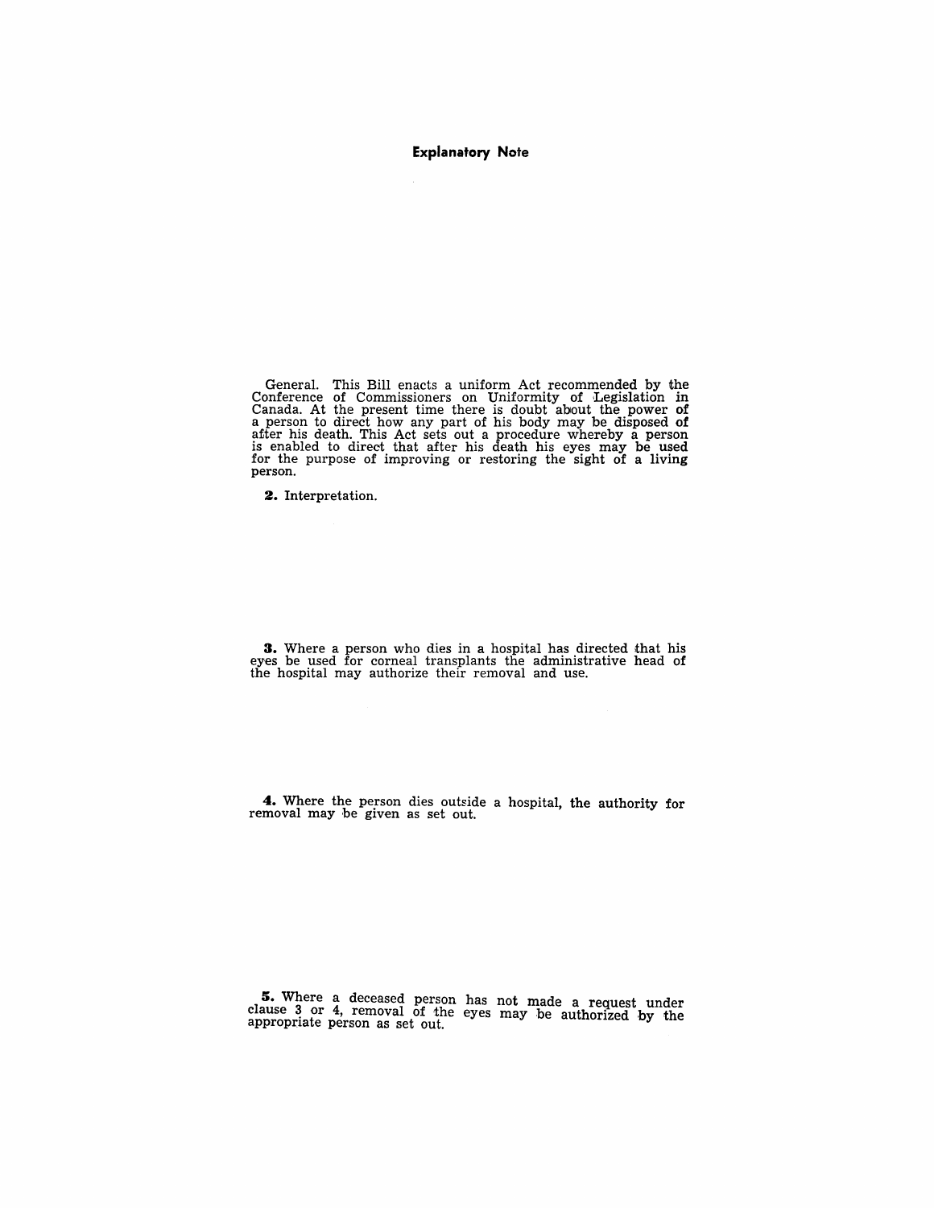## Explanatory Note

General. This Bill enacts a uniform Act recommended by the Conference of Commissioners on Uniformity of Legislation in Canada. At the present time there is doubt about the power of a person to direct how any part of his body may be disposed of after his death. This Act sets out a procedure whereby a person is enabled to direct that after his death his eyes may be used for the purpose of improving or restoring the sight of a living person.

**2.** Interpretation.

**3.** Where a person who dies in a hospital has directed that his eyes be used for corneal transplants the administrative head of the hospital may authorize their removal and use.

**4.** Where the person dies outside a hospital, the authority for removal may be given as set out.

**5.** Where a deceased person has not made a request under clause 3 or 4, removal of the eyes may be authorized by the appropriate person as set out.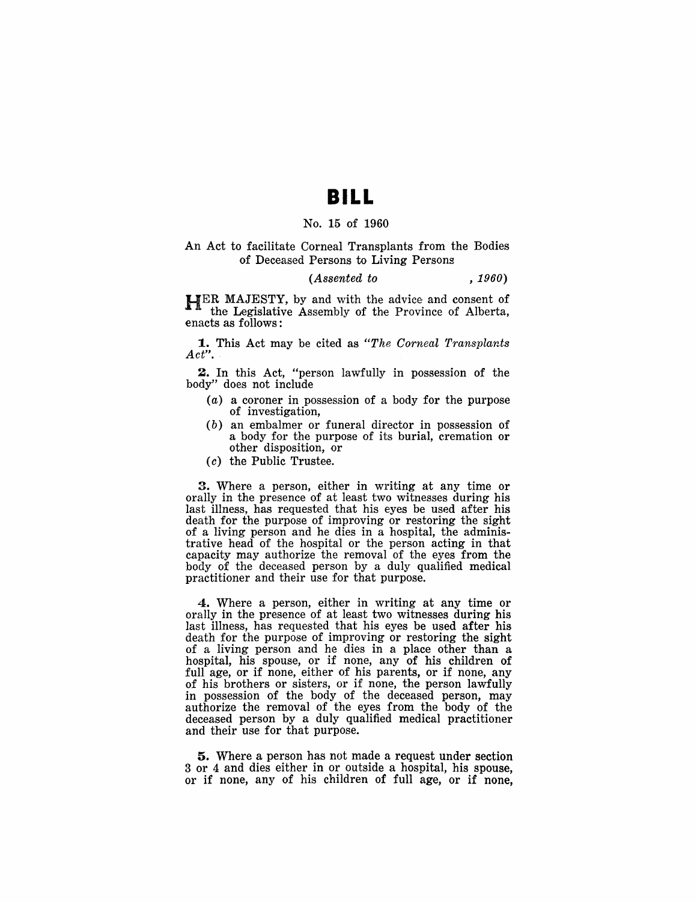# BILL

No. 15 of 1960

An Act to facilitate Corneal Transplants from the Bodies of Deceased Persons to Living Persons

*(Assented to , 1960)*

HER MAJESTY, by and with the advice and consent of the Legislative Assembly of the Province of Alberta, enacts as follows:

**1.** This Act may be cited as *"The Corneal Transplants Act"*.

**2.** In this Act, "person lawfully in possession of the body" does not include

- (*a*) a coroner in possession of a body for the purpose of investigation,
- (*b*) an embalmer or funeral director in possession of a body for the purpose of its burial, cremation or other disposition, or
- (*c*) the Public Trustee.

**3.** Where a person, either in writing at any time or orally in the presence of at least two witnesses during his last illness, has requested that his eyes be used after his death for the purpose of improving or restoring the sight of a living person and he dies in a hospital, the administrative head of the hospital or the person acting in that capacity may authorize the removal of the eyes from the body of the deceased person by a duly qualified medical practitioner and their use for that purpose.

**4.** Where a person, either in writing at any time or orally in the presence of at least two witnesses during his last illness, has requested that his eyes be used after his death for the purpose of improving or restoring the sight of a living person and he dies in a place other than a hospital, his spouse, or if none, any of his children of full age, or if none, either of his parents, or if none, any of his brothers or sisters, or if none, the person lawfully in possession of the body of the deceased person, may authorize the removal of the eyes from the body of the deceased person by a duly qualified medical practitioner and their use for that purpose.

**5.** Where a person has not made a request under section 3 or 4 and dies either in or outside a hospital, his spouse, or if none, any of his children of full age, or if none,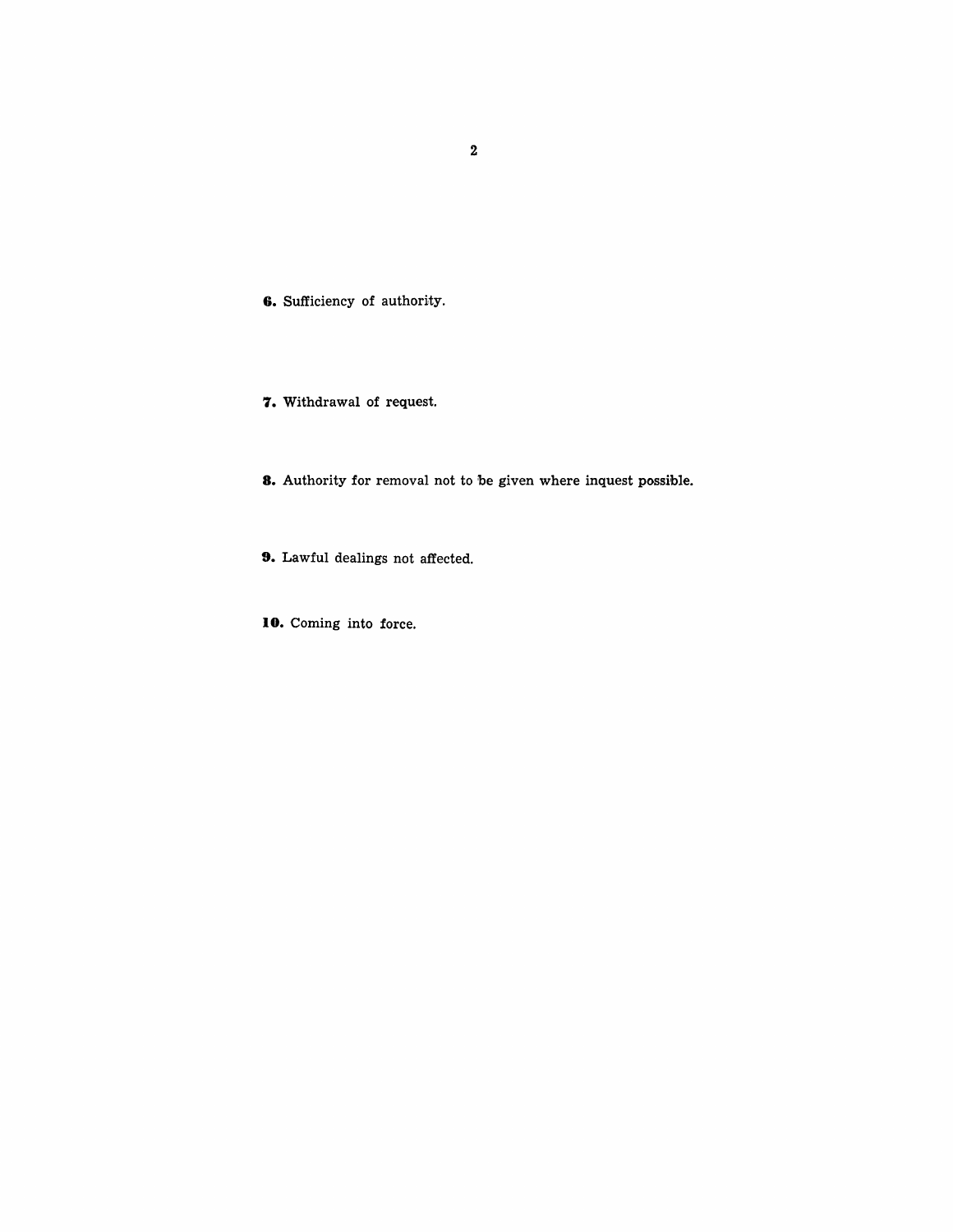**6.** Sufficiency of authority.

**7.** Withdrawal of request.

**8.** Authority for removal not to be given where inquest possible.

**9.** Lawful dealings not affected.

**10.** Coming into force.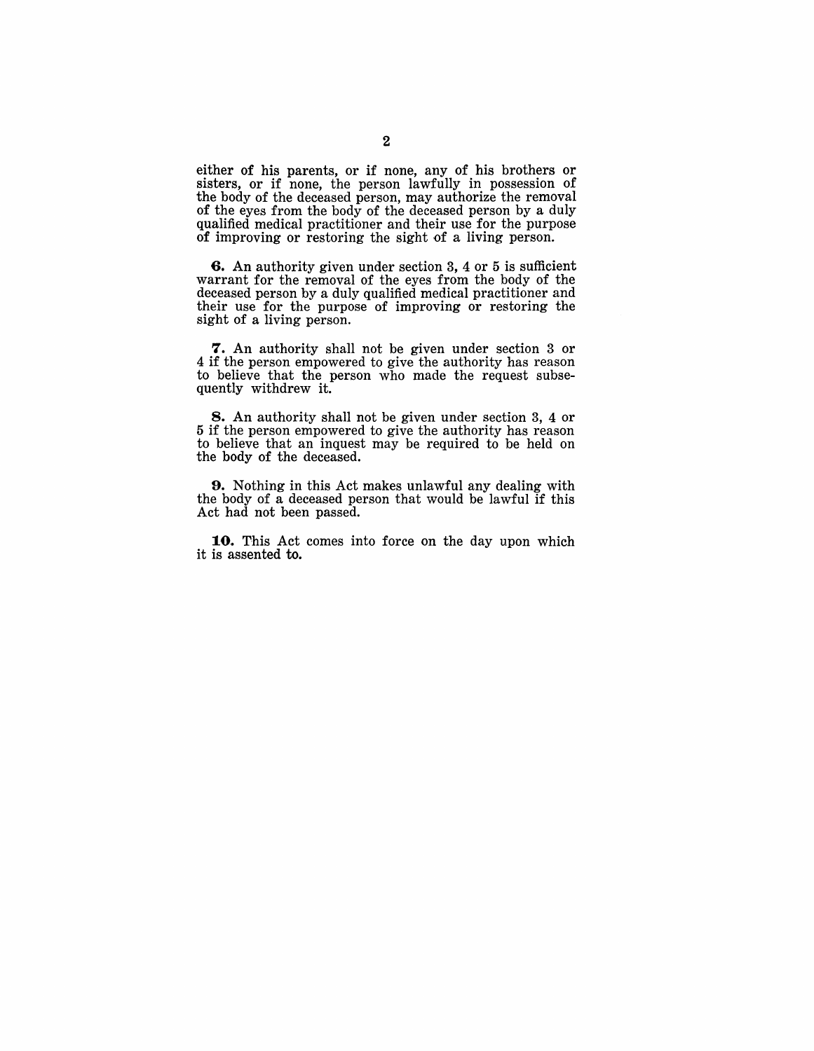either of his parents, or if none, any of his brothers or sisters, or if none, the person lawfully in possession of the body of the deceased person, may authorize the removal of the eyes from the body of the deceased person by a duly qualified medical practitioner and their use for the purpose of improving or restoring the sight of a living person.

**6.** An authority given under section 3, 4 or 5 is sufficient warrant for the removal of the eyes from the body of the deceased person by a duly qualified medical practitioner and their use for the purpose of improving or restoring the sight of a living person.

**7.** An authority shall not be given under section 3 or 4 if the person empowered to give the authority has reason to believe that the person who made the request subsequently withdrew it.

**8.** An authority shall not be given under section 3, 4 or 5 if the person empowered to give the authority has reason to believe that an inquest may be required to be held on the body of the deceased.

**9.** Nothing in this Act makes unlawful any dealing with the body of a deceased person that would be lawful if this Act had not been passed.

**10.** This Act comes into force on the day upon which it is assented to.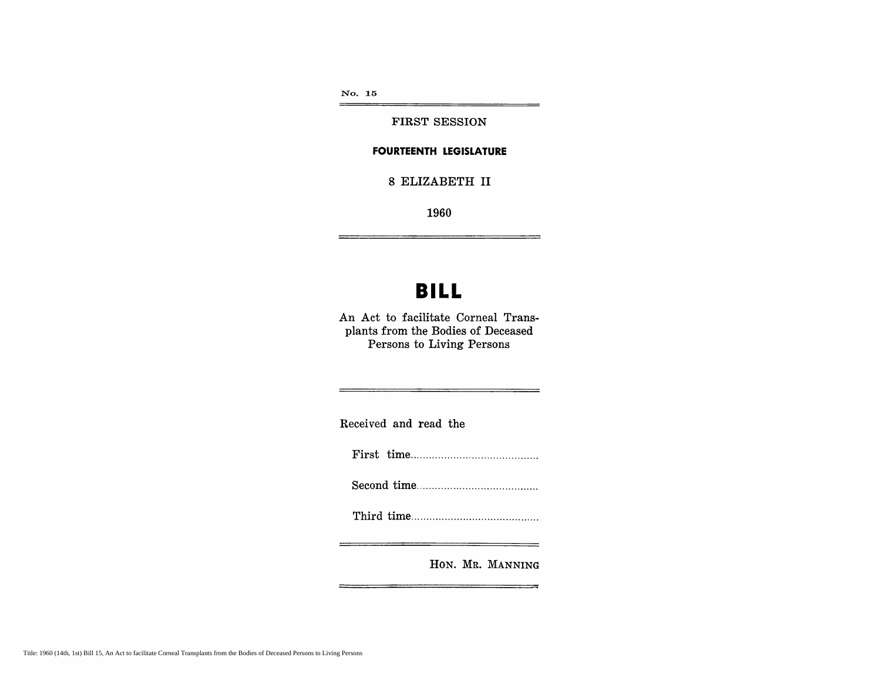No. 15

FIRST SESSION

**FOURTEENTH LEGISLATURE**

8 ELIZABETH II

**1960**

# BILL

An Act to facilitate Corneal Transplants from the Bodies of Deceased Persons to Living Persons

Received and read the

First time..........................................

Second time........................................

Third time..........................................

HON. MR. MANNING

Title: 1960 (14th, 1st) Bill 15, An Act to facilitate Corneal Transplants from the Bodies of Deceased Persons to Living Persons